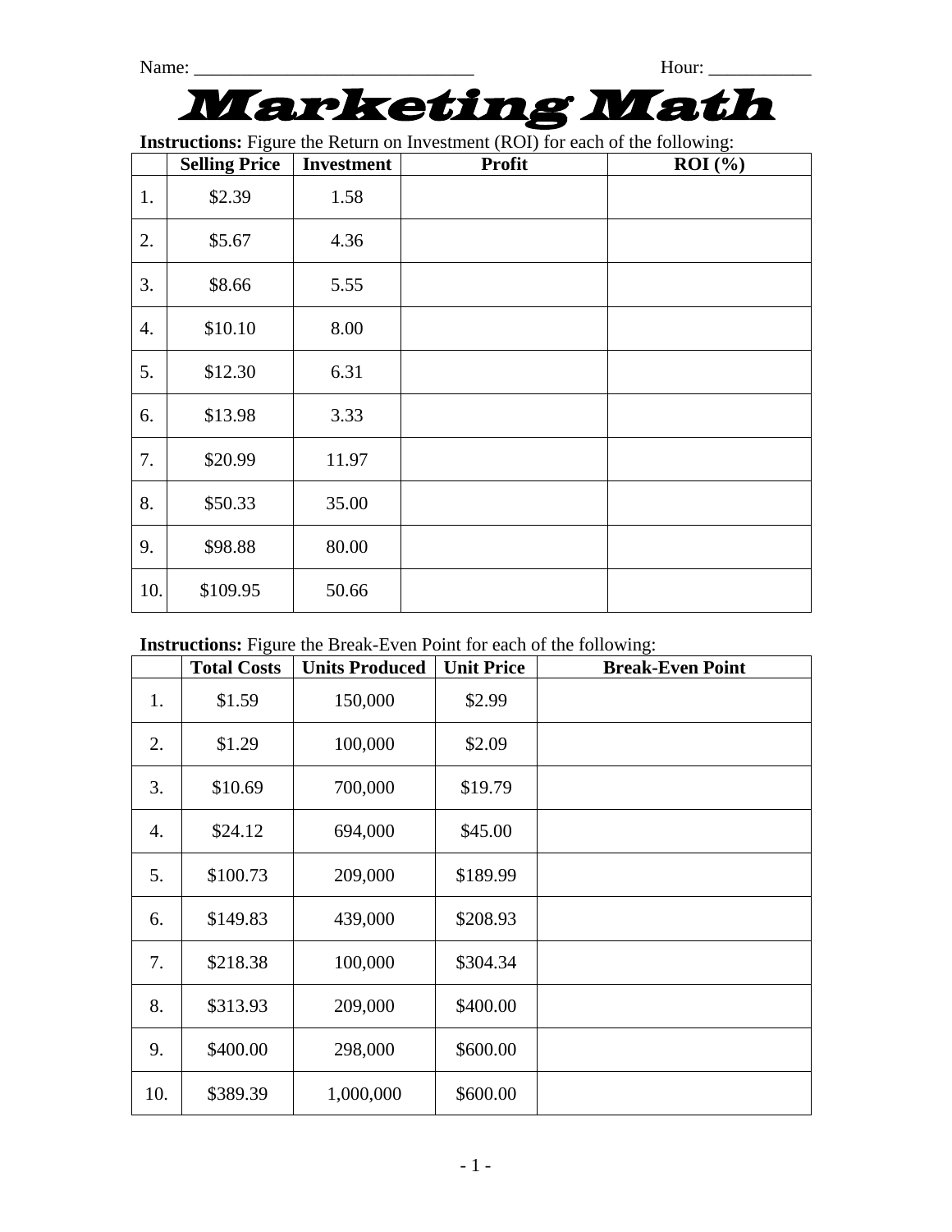Name: ______________________________ Hour: ___________

# Marketing Math

**Instructions:** Figure the Return on Investment (ROI) for each of the following:

| | Selling Price | Investment | Profit | ROI (%) |
|---|---|---|---|---|
| 1. | $2.39 | 1.58 | | |
| 2. | $5.67 | 4.36 | | |
| 3. | $8.66 | 5.55 | | |
| 4. | $10.10 | 8.00 | | |
| 5. | $12.30 | 6.31 | | |
| 6. | $13.98 | 3.33 | | |
| 7. | $20.99 | 11.97 | | |
| 8. | $50.33 | 35.00 | | |
| 9. | $98.88 | 80.00 | | |
| 10. | $109.95 | 50.66 | | |

**Instructions:** Figure the Break-Even Point for each of the following:

| | Total Costs | Units Produced | Unit Price | Break-Even Point |
|---|---|---|---|---|
| 1. | $1.59 | 150,000 | $2.99 | |
| 2. | $1.29 | 100,000 | $2.09 | |
| 3. | $10.69 | 700,000 | $19.79 | |
| 4. | $24.12 | 694,000 | $45.00 | |
| 5. | $100.73 | 209,000 | $189.99 | |
| 6. | $149.83 | 439,000 | $208.93 | |
| 7. | $218.38 | 100,000 | $304.34 | |
| 8. | $313.93 | 209,000 | $400.00 | |
| 9. | $400.00 | 298,000 | $600.00 | |
| 10. | $389.39 | 1,000,000 | $600.00 | |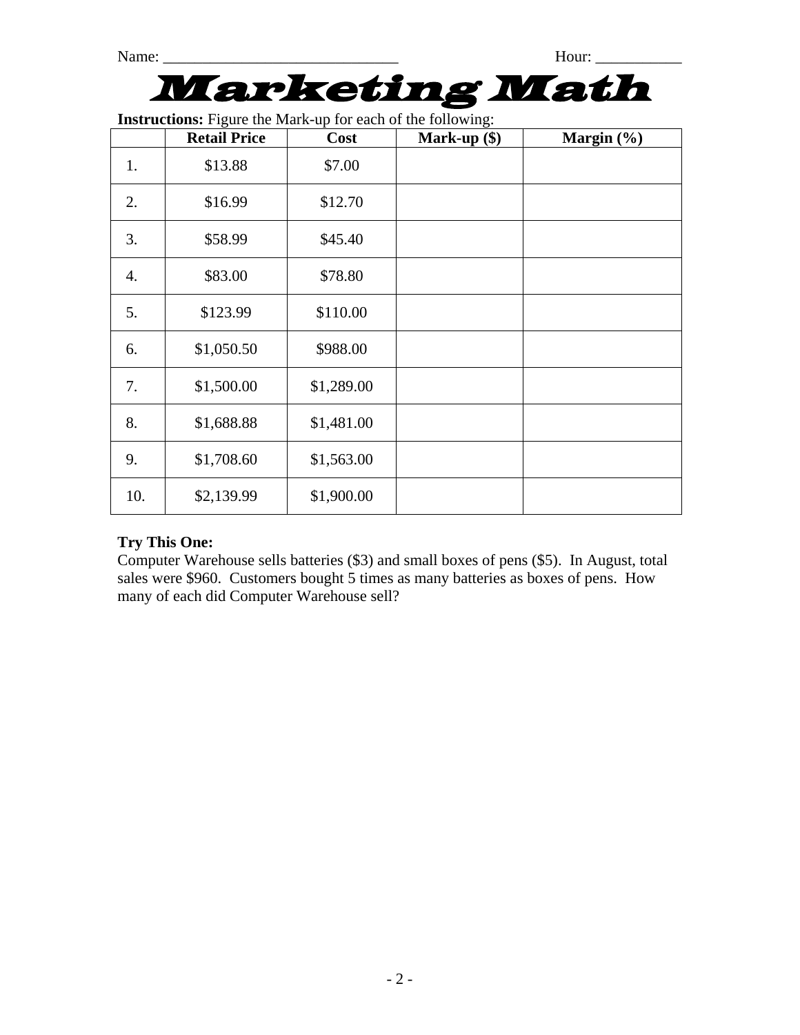Name: ______________________________ Hour: ___________

# Marketing Math

**Instructions:** Figure the Mark-up for each of the following:

| | Retail Price | Cost | Mark-up ($) | Margin (%) |
|---|---|---|---|---|
| 1. | $13.88 | $7.00 | | |
| 2. | $16.99 | $12.70 | | |
| 3. | $58.99 | $45.40 | | |
| 4. | $83.00 | $78.80 | | |
| 5. | $123.99 | $110.00 | | |
| 6. | $1,050.50 | $988.00 | | |
| 7. | $1,500.00 | $1,289.00 | | |
| 8. | $1,688.88 | $1,481.00 | | |
| 9. | $1,708.60 | $1,563.00 | | |
| 10. | $2,139.99 | $1,900.00 | | |

**Try This One:**
Computer Warehouse sells batteries ($3) and small boxes of pens ($5). In August, total sales were $960. Customers bought 5 times as many batteries as boxes of pens. How many of each did Computer Warehouse sell?